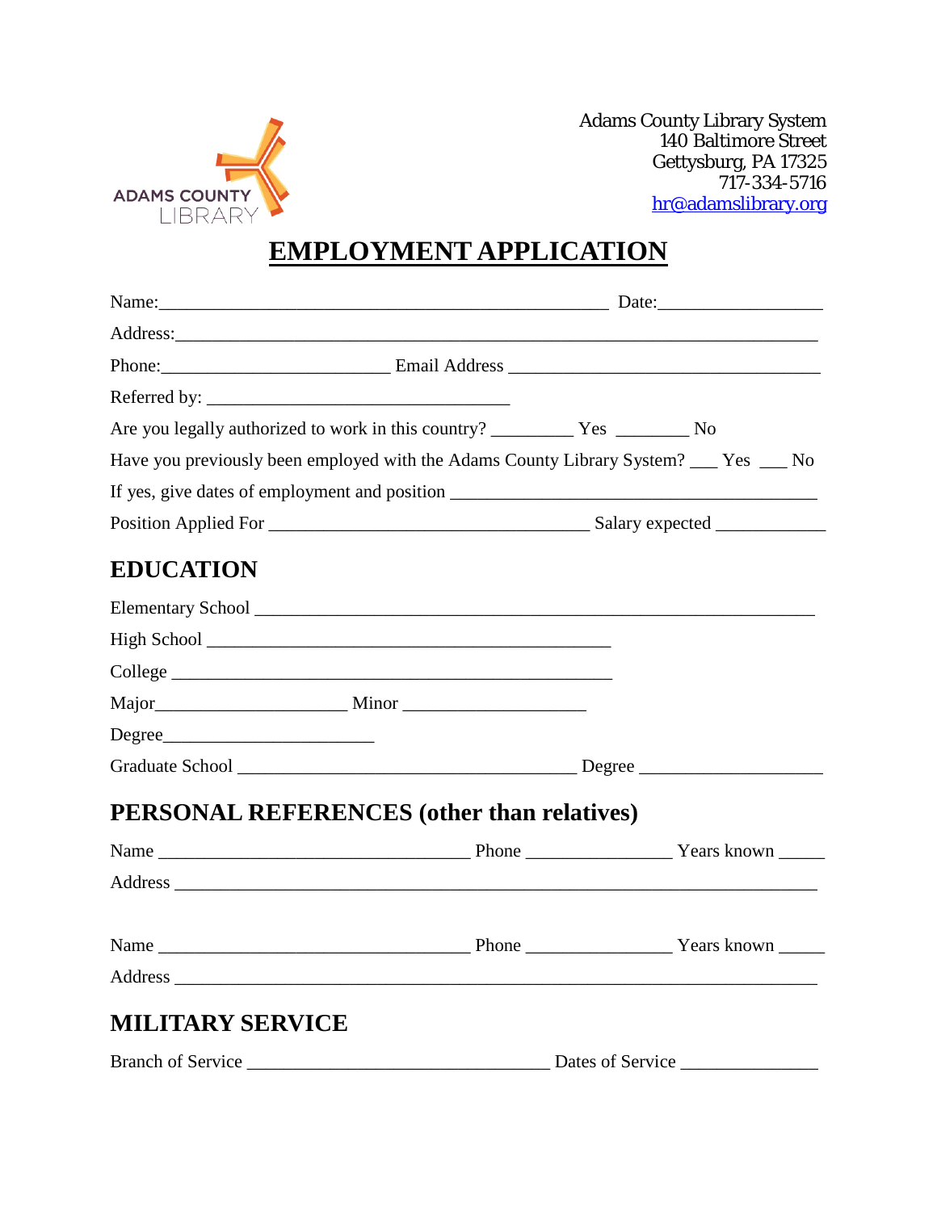ADAMS COUNTY LIBRARY

Adams County Library System
140 Baltimore Street
Gettysburg, PA 17325
717-334-5716
hr@adamslibrary.org

# EMPLOYMENT APPLICATION

Name:_______________________________________________ Date:_________________

Address:__________________________________________________________________

Phone:________________________ Email Address _________________________________

Referred by: ________________________________

Are you legally authorized to work in this country? _________ Yes ________ No

Have you previously been employed with the Adams County Library System? ___ Yes ___ No

If yes, give dates of employment and position _______________________________________

Position Applied For __________________________________ Salary expected ___________

## EDUCATION

Elementary School ___________________________________________________________

High School ___________________________________________

College _______________________________________________

Major____________________ Minor ___________________

Degree______________________

Graduate School ___________________________________ Degree ___________________

## PERSONAL REFERENCES (other than relatives)

Name _________________________________ Phone _______________ Years known _____

Address ____________________________________________________________________

Name _________________________________ Phone _______________ Years known _____

Address ____________________________________________________________________

## MILITARY SERVICE

Branch of Service ________________________________ Dates of Service ______________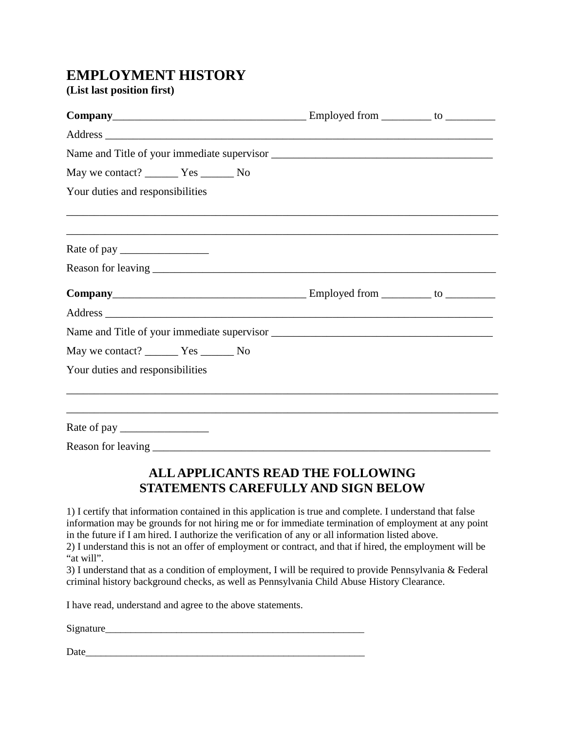## EMPLOYMENT HISTORY

**(List last position first)**

**Company**___________________________________ Employed from _________ to _________

Address ___________________________________________________________________________

Name and Title of your immediate supervisor _________________________________________

May we contact? ______ Yes ______ No

Your duties and responsibilities

_______________________________________________________________________________

_______________________________________________________________________________

Rate of pay ________________

Reason for leaving __________________________________________________________________

**Company**___________________________________ Employed from _________ to _________

Address ___________________________________________________________________________

Name and Title of your immediate supervisor _________________________________________

May we contact? ______ Yes ______ No

Your duties and responsibilities

_______________________________________________________________________________

_______________________________________________________________________________

Rate of pay ________________

Reason for leaving __________________________________________________________________

## ALL APPLICANTS READ THE FOLLOWING STATEMENTS CAREFULLY AND SIGN BELOW

1) I certify that information contained in this application is true and complete. I understand that false information may be grounds for not hiring me or for immediate termination of employment at any point in the future if I am hired. I authorize the verification of any or all information listed above.
2) I understand this is not an offer of employment or contract, and that if hired, the employment will be "at will".
3) I understand that as a condition of employment, I will be required to provide Pennsylvania & Federal criminal history background checks, as well as Pennsylvania Child Abuse History Clearance.

I have read, understand and agree to the above statements.

Signature_____________________________________________________

Date_________________________________________________________